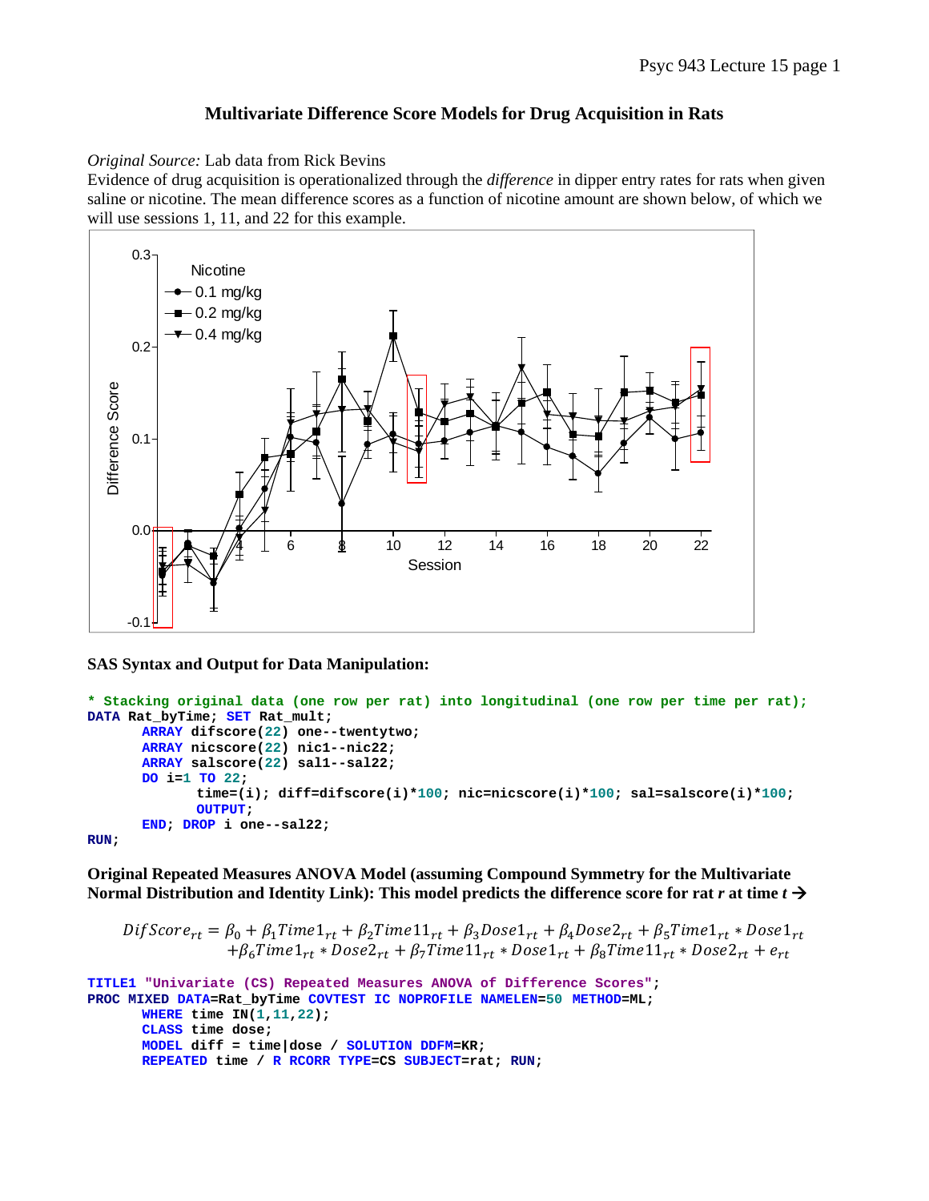# Multivariate Difference Score Models for Drug Acquisition in Rats

*Original Source:* Lab data from Rick Bevins

Evidence of drug acquisition is operationalized through the *difference* in dipper entry rates for rats when given saline or nicotine. The mean difference scores as a function of nicotine amount are shown below, of which we will use sessions 1, 11, and 22 for this example.

**SAS Syntax and Output for Data Manipulation:**

```
* Stacking original data (one row per rat) into longitudinal (one row per time per rat);
DATA Rat_byTime; SET Rat_mult;
      ARRAY difscore(22) one--twentytwo;
      ARRAY nicscore(22) nic1--nic22;
      ARRAY salscore(22) sal1--sal22;
      DO i=1 TO 22;
            time=(i); diff=difscore(i)*100; nic=nicscore(i)*100; sal=salscore(i)*100;
            OUTPUT;
      END; DROP i one--sal22;
RUN;
```

**Original Repeated Measures ANOVA Model (assuming Compound Symmetry for the Multivariate Normal Distribution and Identity Link): This model predicts the difference score for rat *r* at time *t* →**

$$DifScore_{rt} = \beta_0 + \beta_1 Time1_{rt} + \beta_2 Time11_{rt} + \beta_3 Dose1_{rt} + \beta_4 Dose2_{rt} + \beta_5 Time1_{rt} * Dose1_{rt}$$
$$+ \beta_6 Time1_{rt} * Dose2_{rt} + \beta_7 Time11_{rt} * Dose1_{rt} + \beta_8 Time11_{rt} * Dose2_{rt} + e_{rt}$$

```
TITLE1 "Univariate (CS) Repeated Measures ANOVA of Difference Scores";
PROC MIXED DATA=Rat_byTime COVTEST IC NOPROFILE NAMELEN=50 METHOD=ML;
      WHERE time IN(1,11,22);
      CLASS time dose;
      MODEL diff = time|dose / SOLUTION DDFM=KR;
      REPEATED time / R RCORR TYPE=CS SUBJECT=rat; RUN;
```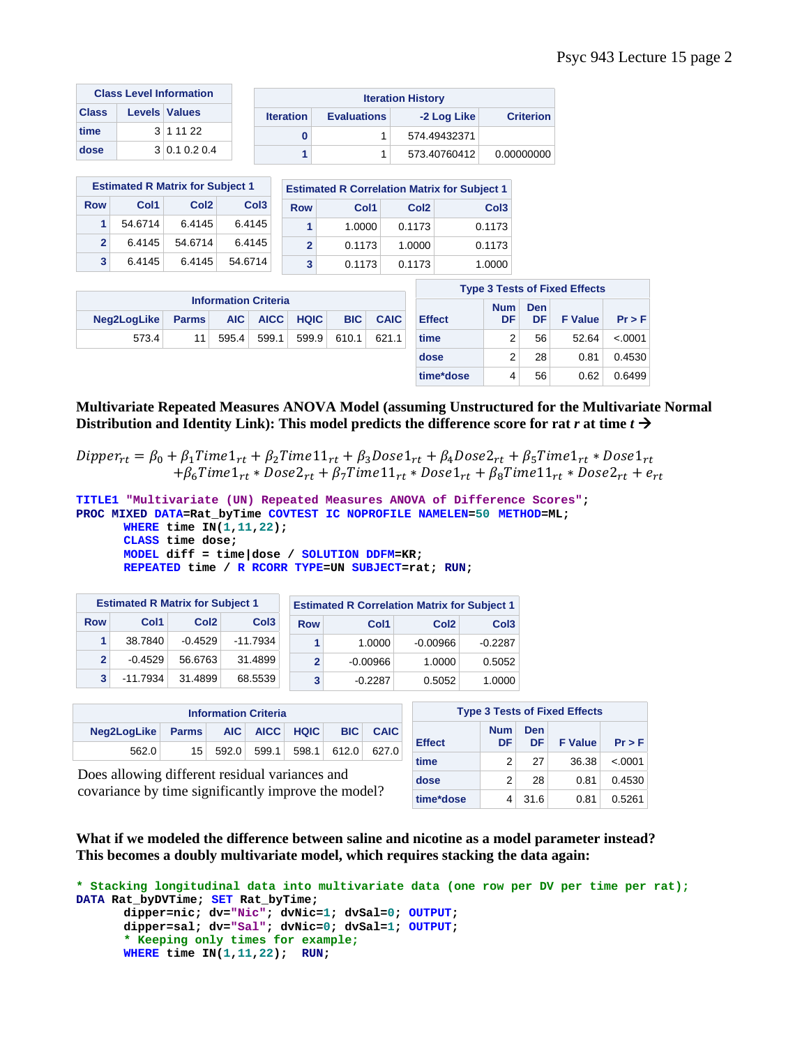| Class Level Information | | |
|---|---|---|
| Class | Levels | Values |
| time | 3 | 1 11 22 |
| dose | 3 | 0.1 0.2 0.4 |

| Iteration History | | | |
|---|---|---|---|
| Iteration | Evaluations | -2 Log Like | Criterion |
| 0 | 1 | 574.49432371 | |
| 1 | 1 | 573.40760412 | 0.00000000 |

| Estimated R Matrix for Subject 1 | | | |
|---|---|---|---|
| Row | Col1 | Col2 | Col3 |
| 1 | 54.6714 | 6.4145 | 6.4145 |
| 2 | 6.4145 | 54.6714 | 6.4145 |
| 3 | 6.4145 | 6.4145 | 54.6714 |

| Estimated R Correlation Matrix for Subject 1 | | | |
|---|---|---|---|
| Row | Col1 | Col2 | Col3 |
| 1 | 1.0000 | 0.1173 | 0.1173 |
| 2 | 0.1173 | 1.0000 | 0.1173 |
| 3 | 0.1173 | 0.1173 | 1.0000 |

| Information Criteria | | | | | | |
|---|---|---|---|---|---|---|
| Neg2LogLike | Parms | AIC | AICC | HQIC | BIC | CAIC |
| 573.4 | 11 | 595.4 | 599.1 | 599.9 | 610.1 | 621.1 |

| Type 3 Tests of Fixed Effects | | | | |
|---|---|---|---|---|
| Effect | Num DF | Den DF | F Value | Pr > F |
| time | 2 | 56 | 52.64 | <.0001 |
| dose | 2 | 28 | 0.81 | 0.4530 |
| time*dose | 4 | 56 | 0.62 | 0.6499 |

**Multivariate Repeated Measures ANOVA Model (assuming Unstructured for the Multivariate Normal Distribution and Identity Link): This model predicts the difference score for rat *r* at time *t* →**

$$Dipper_{rt} = \beta_0 + \beta_1 Time1_{rt} + \beta_2 Time11_{rt} + \beta_3 Dose1_{rt} + \beta_4 Dose2_{rt} + \beta_5 Time1_{rt} * Dose1_{rt}$$
$$+ \beta_6 Time1_{rt} * Dose2_{rt} + \beta_7 Time11_{rt} * Dose1_{rt} + \beta_8 Time11_{rt} * Dose2_{rt} + e_{rt}$$

```
TITLE1 "Multivariate (UN) Repeated Measures ANOVA of Difference Scores";
PROC MIXED DATA=Rat_byTime COVTEST IC NOPROFILE NAMELEN=50 METHOD=ML;
      WHERE time IN(1,11,22);
      CLASS time dose;
      MODEL diff = time|dose / SOLUTION DDFM=KR;
      REPEATED time / R RCORR TYPE=UN SUBJECT=rat; RUN;
```

| Estimated R Matrix for Subject 1 | | | |
|---|---|---|---|
| Row | Col1 | Col2 | Col3 |
| 1 | 38.7840 | -0.4529 | -11.7934 |
| 2 | -0.4529 | 56.6763 | 31.4899 |
| 3 | -11.7934 | 31.4899 | 68.5539 |

| Estimated R Correlation Matrix for Subject 1 | | | |
|---|---|---|---|
| Row | Col1 | Col2 | Col3 |
| 1 | 1.0000 | -0.00966 | -0.2287 |
| 2 | -0.00966 | 1.0000 | 0.5052 |
| 3 | -0.2287 | 0.5052 | 1.0000 |

| Information Criteria | | | | | | |
|---|---|---|---|---|---|---|
| Neg2LogLike | Parms | AIC | AICC | HQIC | BIC | CAIC |
| 562.0 | 15 | 592.0 | 599.1 | 598.1 | 612.0 | 627.0 |

Does allowing different residual variances and covariance by time significantly improve the model?

| Type 3 Tests of Fixed Effects | | | | |
|---|---|---|---|---|
| Effect | Num DF | Den DF | F Value | Pr > F |
| time | 2 | 27 | 36.38 | <.0001 |
| dose | 2 | 28 | 0.81 | 0.4530 |
| time*dose | 4 | 31.6 | 0.81 | 0.5261 |

**What if we modeled the difference between saline and nicotine as a model parameter instead? This becomes a doubly multivariate model, which requires stacking the data again:**

```
* Stacking longitudinal data into multivariate data (one row per DV per time per rat);
DATA Rat_byDVTime; SET Rat_byTime;
      dipper=nic; dv="Nic"; dvNic=1; dvSal=0; OUTPUT;
      dipper=sal; dv="Sal"; dvNic=0; dvSal=1; OUTPUT;
      * Keeping only times for example;
      WHERE time IN(1,11,22);  RUN;
```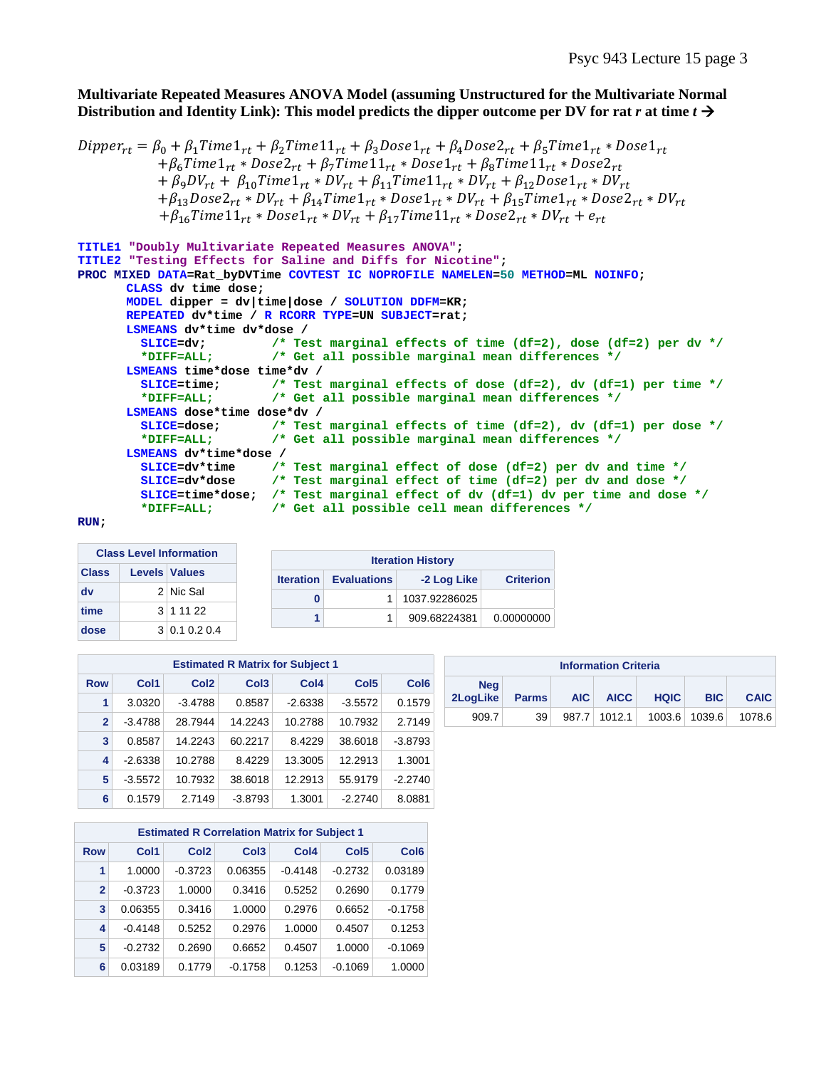**Multivariate Repeated Measures ANOVA Model (assuming Unstructured for the Multivariate Normal Distribution and Identity Link): This model predicts the dipper outcome per DV for rat *r* at time *t* →**

$$
\begin{aligned}
Dipper_{rt} = \;& \beta_0 + \beta_1 Time1_{rt} + \beta_2 Time11_{rt} + \beta_3 Dose1_{rt} + \beta_4 Dose2_{rt} + \beta_5 Time1_{rt} * Dose1_{rt} \\
& + \beta_6 Time1_{rt} * Dose2_{rt} + \beta_7 Time11_{rt} * Dose1_{rt} + \beta_8 Time11_{rt} * Dose2_{rt} \\
& + \beta_9 DV_{rt} + \beta_{10} Time1_{rt} * DV_{rt} + \beta_{11} Time11_{rt} * DV_{rt} + \beta_{12} Dose1_{rt} * DV_{rt} \\
& + \beta_{13} Dose2_{rt} * DV_{rt} + \beta_{14} Time1_{rt} * Dose1_{rt} * DV_{rt} + \beta_{15} Time1_{rt} * Dose2_{rt} * DV_{rt} \\
& + \beta_{16} Time11_{rt} * Dose1_{rt} * DV_{rt} + \beta_{17} Time11_{rt} * Dose2_{rt} * DV_{rt} + e_{rt}
\end{aligned}
$$

```
TITLE1 "Doubly Multivariate Repeated Measures ANOVA";
TITLE2 "Testing Effects for Saline and Diffs for Nicotine";
PROC MIXED DATA=Rat_byDVTime COVTEST IC NOPROFILE NAMELEN=50 METHOD=ML NOINFO;
      CLASS dv time dose;
      MODEL dipper = dv|time|dose / SOLUTION DDFM=KR;
      REPEATED dv*time / R RCORR TYPE=UN SUBJECT=rat;
      LSMEANS dv*time dv*dose /
        SLICE=dv;          /* Test marginal effects of time (df=2), dose (df=2) per dv */
        *DIFF=ALL;         /* Get all possible marginal mean differences */
      LSMEANS time*dose time*dv /
        SLICE=time;        /* Test marginal effects of dose (df=2), dv (df=1) per time */
        *DIFF=ALL;         /* Get all possible marginal mean differences */
      LSMEANS dose*time dose*dv /
        SLICE=dose;        /* Test marginal effects of time (df=2), dv (df=1) per dose */
        *DIFF=ALL;         /* Get all possible marginal mean differences */
      LSMEANS dv*time*dose /
        SLICE=dv*time      /* Test marginal effect of dose (df=2) per dv and time */
        SLICE=dv*dose      /* Test marginal effect of time (df=2) per dv and dose */
        SLICE=time*dose;   /* Test marginal effect of dv (df=1) dv per time and dose */
        *DIFF=ALL;         /* Get all possible cell mean differences */
RUN;
```

| Class Level Information | | |
|---|---|---|
| Class | Levels | Values |
| dv | 2 | Nic Sal |
| time | 3 | 1 11 22 |
| dose | 3 | 0.1 0.2 0.4 |

| Iteration History | | | |
|---|---|---|---|
| Iteration | Evaluations | -2 Log Like | Criterion |
| 0 | 1 | 1037.92286025 | |
| 1 | 1 | 909.68224381 | 0.00000000 |

| Estimated R Matrix for Subject 1 | | | | | | |
|---|---|---|---|---|---|---|
| Row | Col1 | Col2 | Col3 | Col4 | Col5 | Col6 |
| 1 | 3.0320 | -3.4788 | 0.8587 | -2.6338 | -3.5572 | 0.1579 |
| 2 | -3.4788 | 28.7944 | 14.2243 | 10.2788 | 10.7932 | 2.7149 |
| 3 | 0.8587 | 14.2243 | 60.2217 | 8.4229 | 38.6018 | -3.8793 |
| 4 | -2.6338 | 10.2788 | 8.4229 | 13.3005 | 12.2913 | 1.3001 |
| 5 | -3.5572 | 10.7932 | 38.6018 | 12.2913 | 55.9179 | -2.2740 |
| 6 | 0.1579 | 2.7149 | -3.8793 | 1.3001 | -2.2740 | 8.0881 |

| Information Criteria | | | | | | |
|---|---|---|---|---|---|---|
| Neg 2LogLike | Parms | AIC | AICC | HQIC | BIC | CAIC |
| 909.7 | 39 | 987.7 | 1012.1 | 1003.6 | 1039.6 | 1078.6 |

| Estimated R Correlation Matrix for Subject 1 | | | | | | |
|---|---|---|---|---|---|---|
| Row | Col1 | Col2 | Col3 | Col4 | Col5 | Col6 |
| 1 | 1.0000 | -0.3723 | 0.06355 | -0.4148 | -0.2732 | 0.03189 |
| 2 | -0.3723 | 1.0000 | 0.3416 | 0.5252 | 0.2690 | 0.1779 |
| 3 | 0.06355 | 0.3416 | 1.0000 | 0.2976 | 0.6652 | -0.1758 |
| 4 | -0.4148 | 0.5252 | 0.2976 | 1.0000 | 0.4507 | 0.1253 |
| 5 | -0.2732 | 0.2690 | 0.6652 | 0.4507 | 1.0000 | -0.1069 |
| 6 | 0.03189 | 0.1779 | -0.1758 | 0.1253 | -0.1069 | 1.0000 |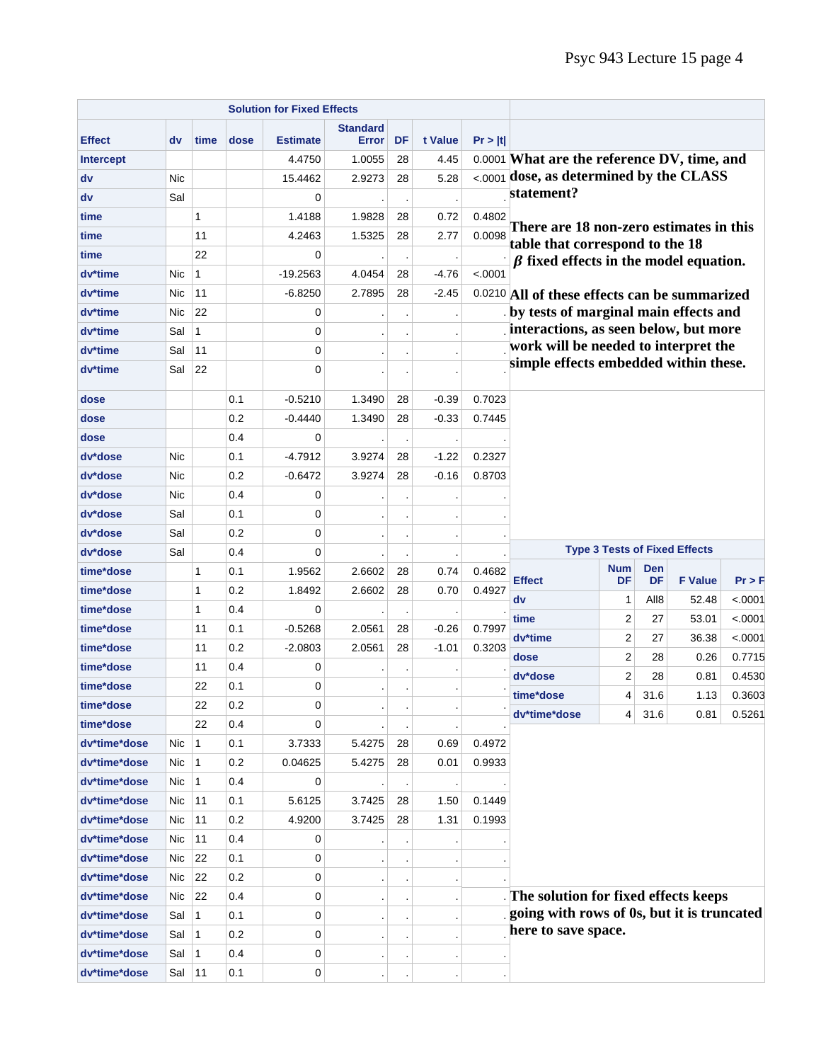**Solution for Fixed Effects**

| Effect | dv | time | dose | Estimate | Standard Error | DF | t Value | Pr > \|t\| |
|---|---|---|---|---|---|---|---|---|
| Intercept | | | | 4.4750 | 1.0055 | 28 | 4.45 | 0.0001 |
| dv | Nic | | | 15.4462 | 2.9273 | 28 | 5.28 | <.0001 |
| dv | Sal | | | 0 | . | . | . | . |
| time | | 1 | | 1.4188 | 1.9828 | 28 | 0.72 | 0.4802 |
| time | | 11 | | 4.2463 | 1.5325 | 28 | 2.77 | 0.0098 |
| time | | 22 | | 0 | . | . | . | . |
| dv*time | Nic | 1 | | -19.2563 | 4.0454 | 28 | -4.76 | <.0001 |
| dv*time | Nic | 11 | | -6.8250 | 2.7895 | 28 | -2.45 | 0.0210 |
| dv*time | Nic | 22 | | 0 | . | . | . | . |
| dv*time | Sal | 1 | | 0 | . | . | . | . |
| dv*time | Sal | 11 | | 0 | . | . | . | . |
| dv*time | Sal | 22 | | 0 | . | . | . | . |
| dose | | | 0.1 | -0.5210 | 1.3490 | 28 | -0.39 | 0.7023 |
| dose | | | 0.2 | -0.4440 | 1.3490 | 28 | -0.33 | 0.7445 |
| dose | | | 0.4 | 0 | . | . | . | . |
| dv*dose | Nic | | 0.1 | -4.7912 | 3.9274 | 28 | -1.22 | 0.2327 |
| dv*dose | Nic | | 0.2 | -0.6472 | 3.9274 | 28 | -0.16 | 0.8703 |
| dv*dose | Nic | | 0.4 | 0 | . | . | . | . |
| dv*dose | Sal | | 0.1 | 0 | . | . | . | . |
| dv*dose | Sal | | 0.2 | 0 | . | . | . | . |
| dv*dose | Sal | | 0.4 | 0 | . | . | . | . |
| time*dose | | 1 | 0.1 | 1.9562 | 2.6602 | 28 | 0.74 | 0.4682 |
| time*dose | | 1 | 0.2 | 1.8492 | 2.6602 | 28 | 0.70 | 0.4927 |
| time*dose | | 1 | 0.4 | 0 | . | . | . | . |
| time*dose | | 11 | 0.1 | -0.5268 | 2.0561 | 28 | -0.26 | 0.7997 |
| time*dose | | 11 | 0.2 | -2.0803 | 2.0561 | 28 | -1.01 | 0.3203 |
| time*dose | | 11 | 0.4 | 0 | . | . | . | . |
| time*dose | | 22 | 0.1 | 0 | . | . | . | . |
| time*dose | | 22 | 0.2 | 0 | . | . | . | . |
| time*dose | | 22 | 0.4 | 0 | . | . | . | . |
| dv*time*dose | Nic | 1 | 0.1 | 3.7333 | 5.4275 | 28 | 0.69 | 0.4972 |
| dv*time*dose | Nic | 1 | 0.2 | 0.04625 | 5.4275 | 28 | 0.01 | 0.9933 |
| dv*time*dose | Nic | 1 | 0.4 | 0 | . | . | . | . |
| dv*time*dose | Nic | 11 | 0.1 | 5.6125 | 3.7425 | 28 | 1.50 | 0.1449 |
| dv*time*dose | Nic | 11 | 0.2 | 4.9200 | 3.7425 | 28 | 1.31 | 0.1993 |
| dv*time*dose | Nic | 11 | 0.4 | 0 | . | . | . | . |
| dv*time*dose | Nic | 22 | 0.1 | 0 | . | . | . | . |
| dv*time*dose | Nic | 22 | 0.2 | 0 | . | . | . | . |
| dv*time*dose | Nic | 22 | 0.4 | 0 | . | . | . | . |
| dv*time*dose | Sal | 1 | 0.1 | 0 | . | . | . | . |
| dv*time*dose | Sal | 1 | 0.2 | 0 | . | . | . | . |
| dv*time*dose | Sal | 1 | 0.4 | 0 | . | . | . | . |
| dv*time*dose | Sal | 11 | 0.1 | 0 | . | . | . | . |

**What are the reference DV, time, and dose, as determined by the CLASS statement?**

**There are 18 non-zero estimates in this table that correspond to the 18 $\beta$ fixed effects in the model equation.**

**All of these effects can be summarized by tests of marginal main effects and interactions, as seen below, but more work will be needed to interpret the simple effects embedded within these.**

**Type 3 Tests of Fixed Effects**

| Effect | Num DF | Den DF | F Value | Pr > F |
|---|---|---|---|---|
| dv | 1 | All8 | 52.48 | <.0001 |
| time | 2 | 27 | 53.01 | <.0001 |
| dv*time | 2 | 27 | 36.38 | <.0001 |
| dose | 2 | 28 | 0.26 | 0.7715 |
| dv*dose | 2 | 28 | 0.81 | 0.4530 |
| time*dose | 4 | 31.6 | 1.13 | 0.3603 |
| dv*time*dose | 4 | 31.6 | 0.81 | 0.5261 |

**The solution for fixed effects keeps going with rows of 0s, but it is truncated here to save space.**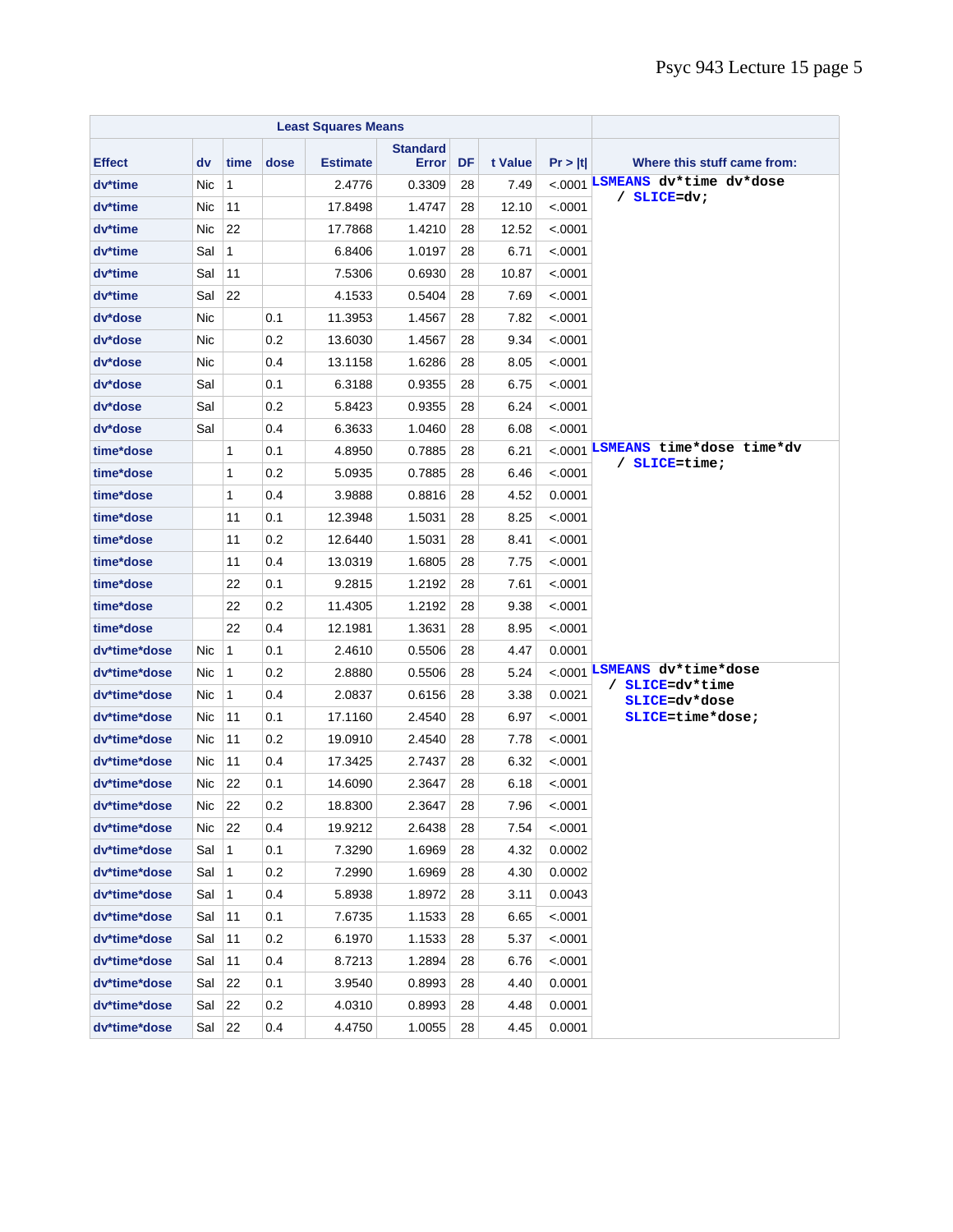| Least Squares Means | | | | | | | | | |
|---|---|---|---|---|---|---|---|---|---|
| Effect | dv | time | dose | Estimate | Standard Error | DF | t Value | Pr > \|t\| | Where this stuff came from: |
| dv*time | Nic | 1 | | 2.4776 | 0.3309 | 28 | 7.49 | <.0001 | `LSMEANS dv*time dv*dose / SLICE=dv;` |
| dv*time | Nic | 11 | | 17.8498 | 1.4747 | 28 | 12.10 | <.0001 | |
| dv*time | Nic | 22 | | 17.7868 | 1.4210 | 28 | 12.52 | <.0001 | |
| dv*time | Sal | 1 | | 6.8406 | 1.0197 | 28 | 6.71 | <.0001 | |
| dv*time | Sal | 11 | | 7.5306 | 0.6930 | 28 | 10.87 | <.0001 | |
| dv*time | Sal | 22 | | 4.1533 | 0.5404 | 28 | 7.69 | <.0001 | |
| dv*dose | Nic | | 0.1 | 11.3953 | 1.4567 | 28 | 7.82 | <.0001 | |
| dv*dose | Nic | | 0.2 | 13.6030 | 1.4567 | 28 | 9.34 | <.0001 | |
| dv*dose | Nic | | 0.4 | 13.1158 | 1.6286 | 28 | 8.05 | <.0001 | |
| dv*dose | Sal | | 0.1 | 6.3188 | 0.9355 | 28 | 6.75 | <.0001 | |
| dv*dose | Sal | | 0.2 | 5.8423 | 0.9355 | 28 | 6.24 | <.0001 | |
| dv*dose | Sal | | 0.4 | 6.3633 | 1.0460 | 28 | 6.08 | <.0001 | |
| time*dose | | 1 | 0.1 | 4.8950 | 0.7885 | 28 | 6.21 | <.0001 | `LSMEANS time*dose time*dv / SLICE=time;` |
| time*dose | | 1 | 0.2 | 5.0935 | 0.7885 | 28 | 6.46 | <.0001 | |
| time*dose | | 1 | 0.4 | 3.9888 | 0.8816 | 28 | 4.52 | 0.0001 | |
| time*dose | | 11 | 0.1 | 12.3948 | 1.5031 | 28 | 8.25 | <.0001 | |
| time*dose | | 11 | 0.2 | 12.6440 | 1.5031 | 28 | 8.41 | <.0001 | |
| time*dose | | 11 | 0.4 | 13.0319 | 1.6805 | 28 | 7.75 | <.0001 | |
| time*dose | | 22 | 0.1 | 9.2815 | 1.2192 | 28 | 7.61 | <.0001 | |
| time*dose | | 22 | 0.2 | 11.4305 | 1.2192 | 28 | 9.38 | <.0001 | |
| time*dose | | 22 | 0.4 | 12.1981 | 1.3631 | 28 | 8.95 | <.0001 | |
| dv*time*dose | Nic | 1 | 0.1 | 2.4610 | 0.5506 | 28 | 4.47 | 0.0001 | |
| dv*time*dose | Nic | 1 | 0.2 | 2.8880 | 0.5506 | 28 | 5.24 | <.0001 | `LSMEANS dv*time*dose / SLICE=dv*time SLICE=dv*dose SLICE=time*dose;` |
| dv*time*dose | Nic | 1 | 0.4 | 2.0837 | 0.6156 | 28 | 3.38 | 0.0021 | |
| dv*time*dose | Nic | 11 | 0.1 | 17.1160 | 2.4540 | 28 | 6.97 | <.0001 | |
| dv*time*dose | Nic | 11 | 0.2 | 19.0910 | 2.4540 | 28 | 7.78 | <.0001 | |
| dv*time*dose | Nic | 11 | 0.4 | 17.3425 | 2.7437 | 28 | 6.32 | <.0001 | |
| dv*time*dose | Nic | 22 | 0.1 | 14.6090 | 2.3647 | 28 | 6.18 | <.0001 | |
| dv*time*dose | Nic | 22 | 0.2 | 18.8300 | 2.3647 | 28 | 7.96 | <.0001 | |
| dv*time*dose | Nic | 22 | 0.4 | 19.9212 | 2.6438 | 28 | 7.54 | <.0001 | |
| dv*time*dose | Sal | 1 | 0.1 | 7.3290 | 1.6969 | 28 | 4.32 | 0.0002 | |
| dv*time*dose | Sal | 1 | 0.2 | 7.2990 | 1.6969 | 28 | 4.30 | 0.0002 | |
| dv*time*dose | Sal | 1 | 0.4 | 5.8938 | 1.8972 | 28 | 3.11 | 0.0043 | |
| dv*time*dose | Sal | 11 | 0.1 | 7.6735 | 1.1533 | 28 | 6.65 | <.0001 | |
| dv*time*dose | Sal | 11 | 0.2 | 6.1970 | 1.1533 | 28 | 5.37 | <.0001 | |
| dv*time*dose | Sal | 11 | 0.4 | 8.7213 | 1.2894 | 28 | 6.76 | <.0001 | |
| dv*time*dose | Sal | 22 | 0.1 | 3.9540 | 0.8993 | 28 | 4.40 | 0.0001 | |
| dv*time*dose | Sal | 22 | 0.2 | 4.0310 | 0.8993 | 28 | 4.48 | 0.0001 | |
| dv*time*dose | Sal | 22 | 0.4 | 4.4750 | 1.0055 | 28 | 4.45 | 0.0001 | |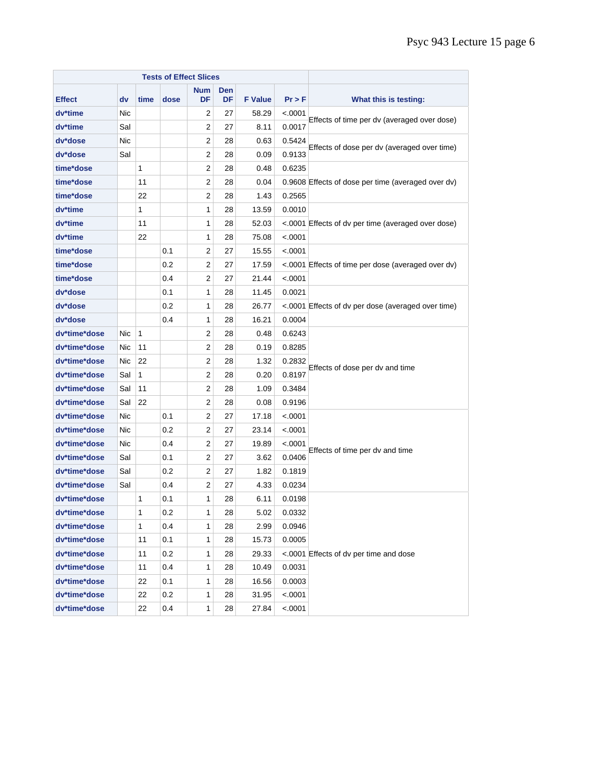| Tests of Effect Slices | | | | | | | | |
|---|---|---|---|---|---|---|---|---|
| Effect | dv | time | dose | Num DF | Den DF | F Value | Pr > F | What this is testing: |
| dv*time | Nic | | | 2 | 27 | 58.29 | <.0001 | Effects of time per dv (averaged over dose) |
| dv*time | Sal | | | 2 | 27 | 8.11 | 0.0017 | |
| dv*dose | Nic | | | 2 | 28 | 0.63 | 0.5424 | Effects of dose per dv (averaged over time) |
| dv*dose | Sal | | | 2 | 28 | 0.09 | 0.9133 | |
| time*dose | | 1 | | 2 | 28 | 0.48 | 0.6235 | Effects of dose per time (averaged over dv) |
| time*dose | | 11 | | 2 | 28 | 0.04 | 0.9608 | |
| time*dose | | 22 | | 2 | 28 | 1.43 | 0.2565 | |
| dv*time | | 1 | | 1 | 28 | 13.59 | 0.0010 | Effects of dv per time (averaged over dose) |
| dv*time | | 11 | | 1 | 28 | 52.03 | <.0001 | |
| dv*time | | 22 | | 1 | 28 | 75.08 | <.0001 | |
| time*dose | | | 0.1 | 2 | 27 | 15.55 | <.0001 | Effects of time per dose (averaged over dv) |
| time*dose | | | 0.2 | 2 | 27 | 17.59 | <.0001 | |
| time*dose | | | 0.4 | 2 | 27 | 21.44 | <.0001 | |
| dv*dose | | | 0.1 | 1 | 28 | 11.45 | 0.0021 | Effects of dv per dose (averaged over time) |
| dv*dose | | | 0.2 | 1 | 28 | 26.77 | <.0001 | |
| dv*dose | | | 0.4 | 1 | 28 | 16.21 | 0.0004 | |
| dv*time*dose | Nic | 1 | | 2 | 28 | 0.48 | 0.6243 | Effects of dose per dv and time |
| dv*time*dose | Nic | 11 | | 2 | 28 | 0.19 | 0.8285 | |
| dv*time*dose | Nic | 22 | | 2 | 28 | 1.32 | 0.2832 | |
| dv*time*dose | Sal | 1 | | 2 | 28 | 0.20 | 0.8197 | |
| dv*time*dose | Sal | 11 | | 2 | 28 | 1.09 | 0.3484 | |
| dv*time*dose | Sal | 22 | | 2 | 28 | 0.08 | 0.9196 | |
| dv*time*dose | Nic | | 0.1 | 2 | 27 | 17.18 | <.0001 | Effects of time per dv and time |
| dv*time*dose | Nic | | 0.2 | 2 | 27 | 23.14 | <.0001 | |
| dv*time*dose | Nic | | 0.4 | 2 | 27 | 19.89 | <.0001 | |
| dv*time*dose | Sal | | 0.1 | 2 | 27 | 3.62 | 0.0406 | |
| dv*time*dose | Sal | | 0.2 | 2 | 27 | 1.82 | 0.1819 | |
| dv*time*dose | Sal | | 0.4 | 2 | 27 | 4.33 | 0.0234 | |
| dv*time*dose | | 1 | 0.1 | 1 | 28 | 6.11 | 0.0198 | Effects of dv per time and dose |
| dv*time*dose | | 1 | 0.2 | 1 | 28 | 5.02 | 0.0332 | |
| dv*time*dose | | 1 | 0.4 | 1 | 28 | 2.99 | 0.0946 | |
| dv*time*dose | | 11 | 0.1 | 1 | 28 | 15.73 | 0.0005 | |
| dv*time*dose | | 11 | 0.2 | 1 | 28 | 29.33 | <.0001 | |
| dv*time*dose | | 11 | 0.4 | 1 | 28 | 10.49 | 0.0031 | |
| dv*time*dose | | 22 | 0.1 | 1 | 28 | 16.56 | 0.0003 | |
| dv*time*dose | | 22 | 0.2 | 1 | 28 | 31.95 | <.0001 | |
| dv*time*dose | | 22 | 0.4 | 1 | 28 | 27.84 | <.0001 | |